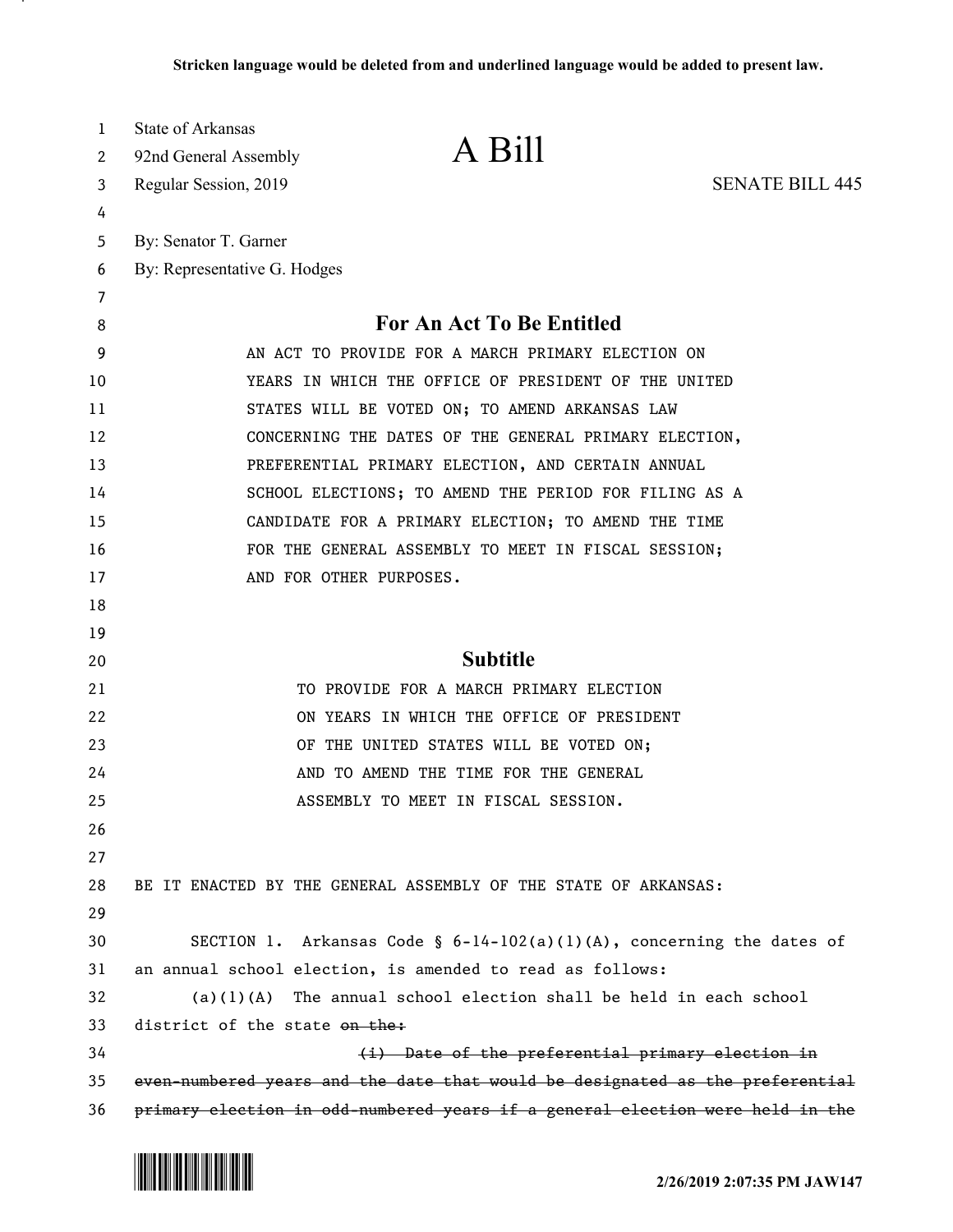**Stricken language would be deleted from and underlined language would be added to present law.**

State of Arkansas
92nd General Assembly
Regular Session, 2019

# A Bill

SENATE BILL 445

By: Senator T. Garner
By: Representative G. Hodges

## For An Act To Be Entitled

AN ACT TO PROVIDE FOR A MARCH PRIMARY ELECTION ON YEARS IN WHICH THE OFFICE OF PRESIDENT OF THE UNITED STATES WILL BE VOTED ON; TO AMEND ARKANSAS LAW CONCERNING THE DATES OF THE GENERAL PRIMARY ELECTION, PREFERENTIAL PRIMARY ELECTION, AND CERTAIN ANNUAL SCHOOL ELECTIONS; TO AMEND THE PERIOD FOR FILING AS A CANDIDATE FOR A PRIMARY ELECTION; TO AMEND THE TIME FOR THE GENERAL ASSEMBLY TO MEET IN FISCAL SESSION; AND FOR OTHER PURPOSES.

## Subtitle

TO PROVIDE FOR A MARCH PRIMARY ELECTION ON YEARS IN WHICH THE OFFICE OF PRESIDENT OF THE UNITED STATES WILL BE VOTED ON; AND TO AMEND THE TIME FOR THE GENERAL ASSEMBLY TO MEET IN FISCAL SESSION.

BE IT ENACTED BY THE GENERAL ASSEMBLY OF THE STATE OF ARKANSAS:

SECTION 1. Arkansas Code § 6-14-102(a)(1)(A), concerning the dates of an annual school election, is amended to read as follows:

(a)(1)(A) The annual school election shall be held in each school district of the state ~~on the:~~

~~(i) Date of the preferential primary election in even-numbered years and the date that would be designated as the preferential primary election in odd-numbered years if a general election were held in the~~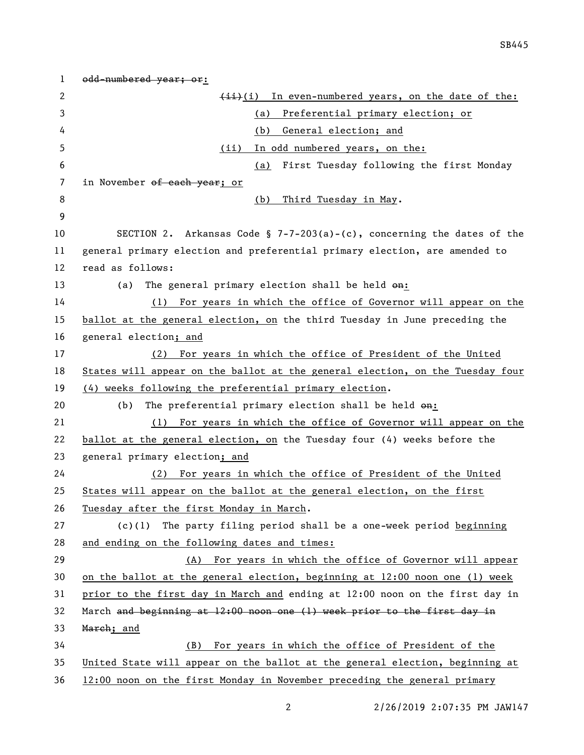~~odd-numbered year; or~~:

~~(ii)~~(i) In even-numbered years, on the date of the:

(a) Preferential primary election; or

(b) General election; and

(ii) In odd numbered years, on the:

(a) First Tuesday following the first Monday in November ~~of each year~~; or

(b) Third Tuesday in May.

SECTION 2. Arkansas Code § 7-7-203(a)-(c), concerning the dates of the general primary election and preferential primary election, are amended to read as follows:

(a) The general primary election shall be held ~~on~~:

(1) For years in which the office of Governor will appear on the ballot at the general election, on the third Tuesday in June preceding the general election; and

(2) For years in which the office of President of the United States will appear on the ballot at the general election, on the Tuesday four (4) weeks following the preferential primary election.

(b) The preferential primary election shall be held ~~on~~:

(1) For years in which the office of Governor will appear on the ballot at the general election, on the Tuesday four (4) weeks before the general primary election; and

(2) For years in which the office of President of the United States will appear on the ballot at the general election, on the first Tuesday after the first Monday in March.

(c)(1) The party filing period shall be a one-week period beginning and ending on the following dates and times:

(A) For years in which the office of Governor will appear on the ballot at the general election, beginning at 12:00 noon one (1) week prior to the first day in March and ending at 12:00 noon on the first day in March ~~and beginning at 12:00 noon one (1) week prior to the first day in March~~; and

(B) For years in which the office of President of the United State will appear on the ballot at the general election, beginning at 12:00 noon on the first Monday in November preceding the general primary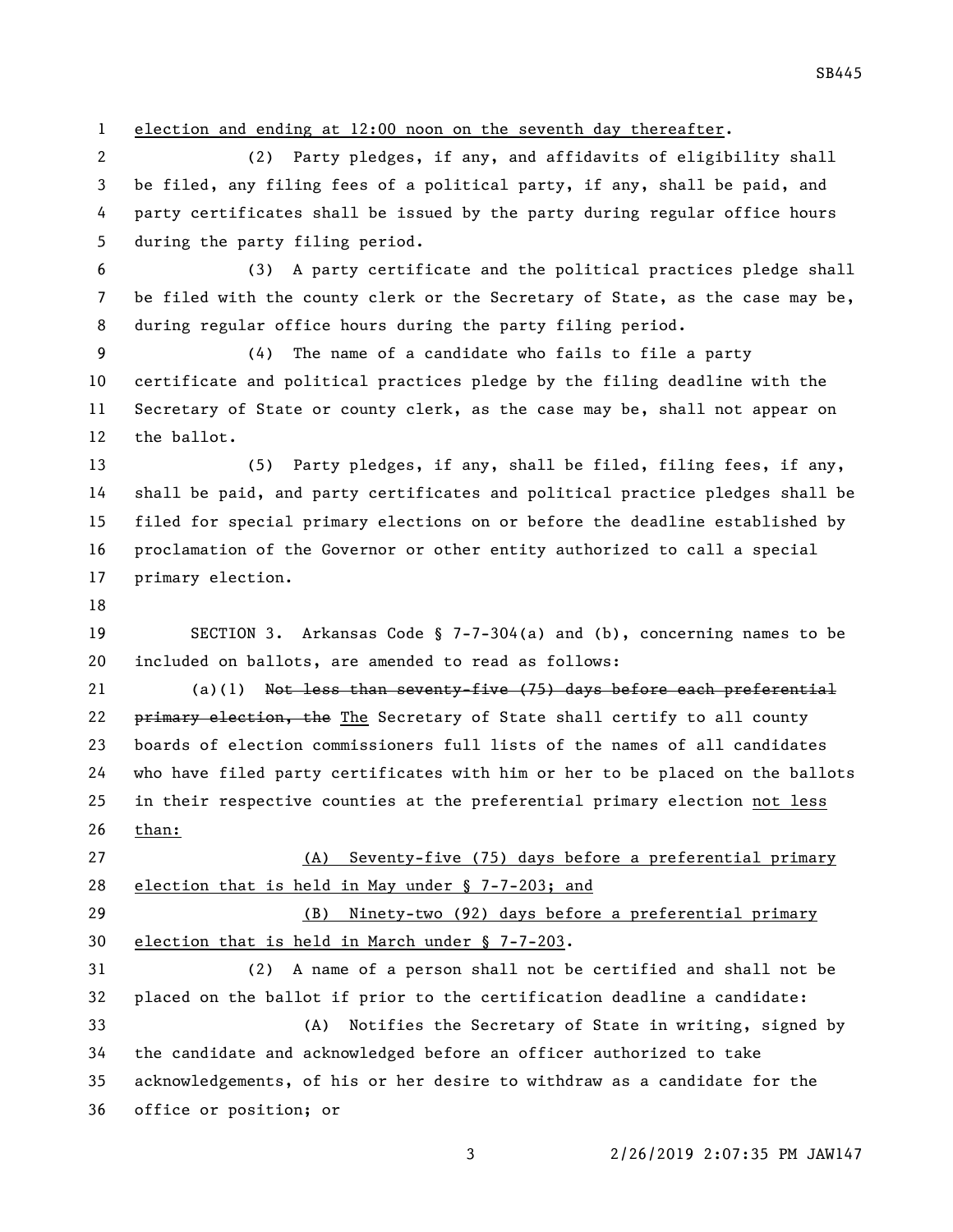election and ending at 12:00 noon on the seventh day thereafter.

(2) Party pledges, if any, and affidavits of eligibility shall be filed, any filing fees of a political party, if any, shall be paid, and party certificates shall be issued by the party during regular office hours during the party filing period.

(3) A party certificate and the political practices pledge shall be filed with the county clerk or the Secretary of State, as the case may be, during regular office hours during the party filing period.

(4) The name of a candidate who fails to file a party certificate and political practices pledge by the filing deadline with the Secretary of State or county clerk, as the case may be, shall not appear on the ballot.

(5) Party pledges, if any, shall be filed, filing fees, if any, shall be paid, and party certificates and political practice pledges shall be filed for special primary elections on or before the deadline established by proclamation of the Governor or other entity authorized to call a special primary election.

SECTION 3. Arkansas Code § 7-7-304(a) and (b), concerning names to be included on ballots, are amended to read as follows:

(a)(1) ~~Not less than seventy-five (75) days before each preferential primary election, the~~ The Secretary of State shall certify to all county boards of election commissioners full lists of the names of all candidates who have filed party certificates with him or her to be placed on the ballots in their respective counties at the preferential primary election not less than:

(A) Seventy-five (75) days before a preferential primary election that is held in May under § 7-7-203; and

(B) Ninety-two (92) days before a preferential primary election that is held in March under § 7-7-203.

(2) A name of a person shall not be certified and shall not be placed on the ballot if prior to the certification deadline a candidate:

(A) Notifies the Secretary of State in writing, signed by the candidate and acknowledged before an officer authorized to take acknowledgements, of his or her desire to withdraw as a candidate for the office or position; or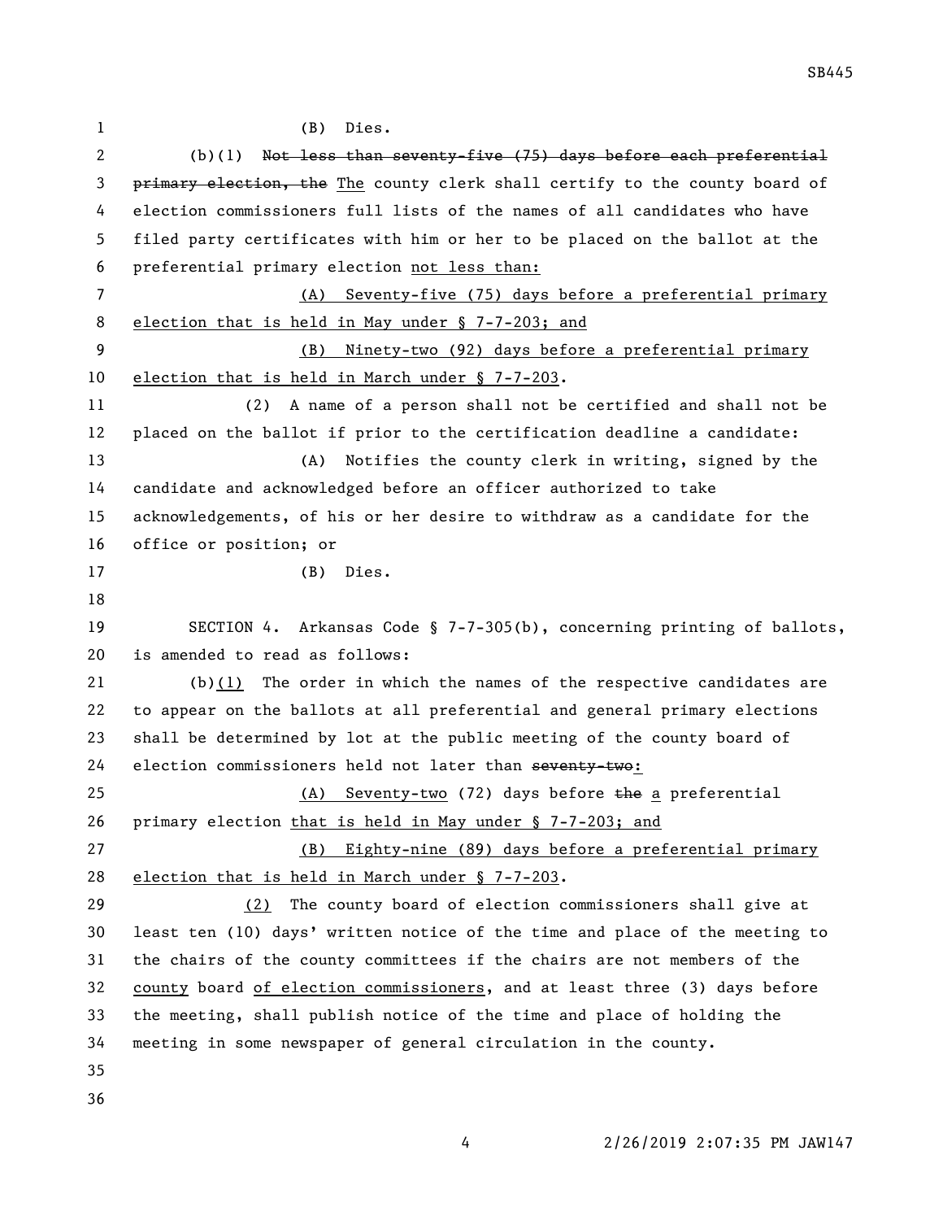(B) Dies.

(b)(1) ~~Not less than seventy-five (75) days before each preferential primary election, the~~ The county clerk shall certify to the county board of election commissioners full lists of the names of all candidates who have filed party certificates with him or her to be placed on the ballot at the preferential primary election not less than:

(A) Seventy-five (75) days before a preferential primary election that is held in May under § 7-7-203; and

(B) Ninety-two (92) days before a preferential primary election that is held in March under § 7-7-203.

(2) A name of a person shall not be certified and shall not be placed on the ballot if prior to the certification deadline a candidate:

(A) Notifies the county clerk in writing, signed by the candidate and acknowledged before an officer authorized to take acknowledgements, of his or her desire to withdraw as a candidate for the office or position; or

(B) Dies.

SECTION 4. Arkansas Code § 7-7-305(b), concerning printing of ballots, is amended to read as follows:

(b)(1) The order in which the names of the respective candidates are to appear on the ballots at all preferential and general primary elections shall be determined by lot at the public meeting of the county board of election commissioners held not later than ~~seventy-two~~:

(A) Seventy-two (72) days before ~~the~~ a preferential primary election that is held in May under § 7-7-203; and

(B) Eighty-nine (89) days before a preferential primary election that is held in March under § 7-7-203.

(2) The county board of election commissioners shall give at least ten (10) days' written notice of the time and place of the meeting to the chairs of the county committees if the chairs are not members of the county board of election commissioners, and at least three (3) days before the meeting, shall publish notice of the time and place of holding the meeting in some newspaper of general circulation in the county.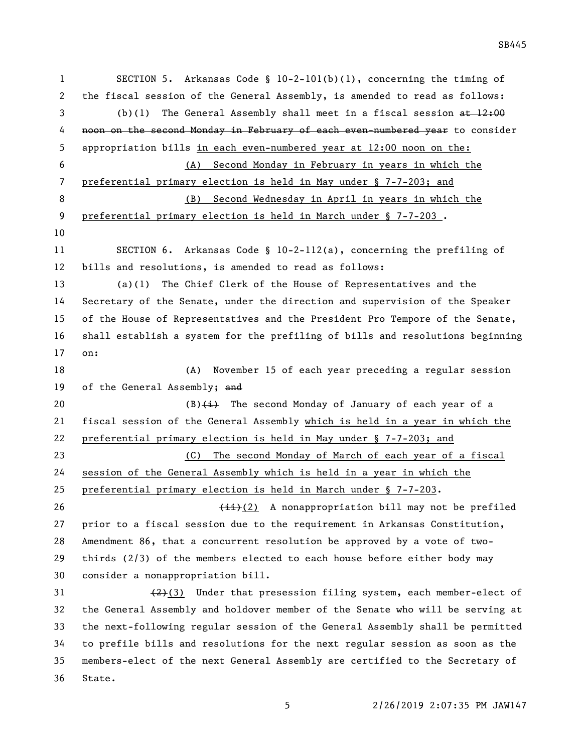SECTION 5. Arkansas Code § 10-2-101(b)(1), concerning the timing of the fiscal session of the General Assembly, is amended to read as follows:

(b)(1) The General Assembly shall meet in a fiscal session ~~at 12:00 noon on the second Monday in February of each even-numbered year~~ to consider appropriation bills <u>in each even-numbered year at 12:00 noon on the:</u>

<u>(A) Second Monday in February in years in which the preferential primary election is held in May under § 7-7-203; and</u>

<u>(B) Second Wednesday in April in years in which the preferential primary election is held in March under § 7-7-203</u> .

SECTION 6. Arkansas Code § 10-2-112(a), concerning the prefiling of bills and resolutions, is amended to read as follows:

(a)(1) The Chief Clerk of the House of Representatives and the Secretary of the Senate, under the direction and supervision of the Speaker of the House of Representatives and the President Pro Tempore of the Senate, shall establish a system for the prefiling of bills and resolutions beginning on:

(A) November 15 of each year preceding a regular session of the General Assembly; ~~and~~

(B)~~(i)~~ The second Monday of January of each year of a fiscal session of the General Assembly <u>which is held in a year in which the preferential primary election is held in May under § 7-7-203; and</u>

<u>(C) The second Monday of March of each year of a fiscal session of the General Assembly which is held in a year in which the preferential primary election is held in March under § 7-7-203</u>.

~~(ii)~~<u>(2)</u> A nonappropriation bill may not be prefiled prior to a fiscal session due to the requirement in Arkansas Constitution, Amendment 86, that a concurrent resolution be approved by a vote of two-thirds (2/3) of the members elected to each house before either body may consider a nonappropriation bill.

~~(2)~~<u>(3)</u> Under that presession filing system, each member-elect of the General Assembly and holdover member of the Senate who will be serving at the next-following regular session of the General Assembly shall be permitted to prefile bills and resolutions for the next regular session as soon as the members-elect of the next General Assembly are certified to the Secretary of State.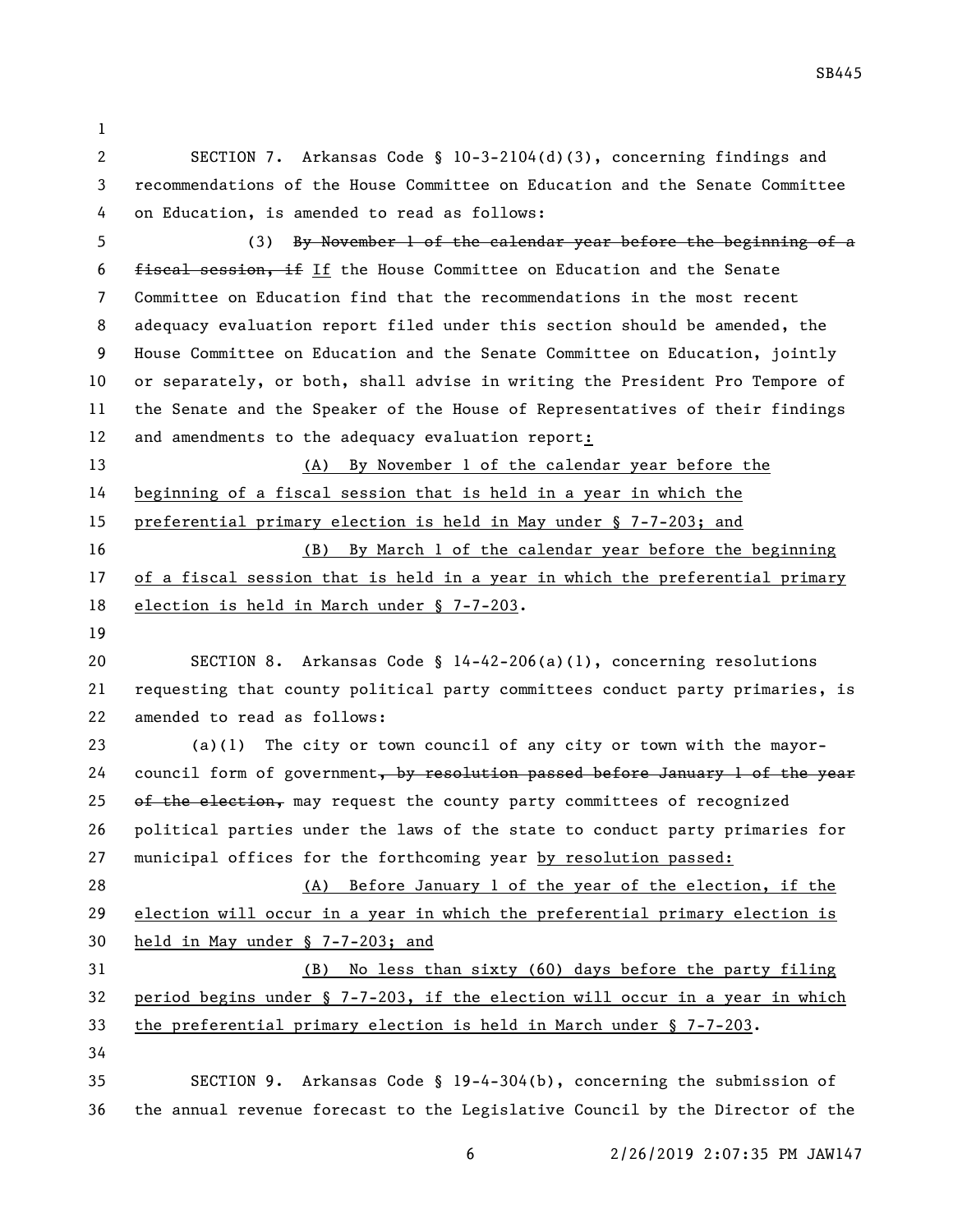SECTION 7. Arkansas Code § 10-3-2104(d)(3), concerning findings and recommendations of the House Committee on Education and the Senate Committee on Education, is amended to read as follows:

(3) ~~By November 1 of the calendar year before the beginning of a fiscal session, if~~ If the House Committee on Education and the Senate Committee on Education find that the recommendations in the most recent adequacy evaluation report filed under this section should be amended, the House Committee on Education and the Senate Committee on Education, jointly or separately, or both, shall advise in writing the President Pro Tempore of the Senate and the Speaker of the House of Representatives of their findings and amendments to the adequacy evaluation report:

(A) By November 1 of the calendar year before the beginning of a fiscal session that is held in a year in which the preferential primary election is held in May under § 7-7-203; and

(B) By March 1 of the calendar year before the beginning of a fiscal session that is held in a year in which the preferential primary election is held in March under § 7-7-203.

SECTION 8. Arkansas Code § 14-42-206(a)(1), concerning resolutions requesting that county political party committees conduct party primaries, is amended to read as follows:

(a)(1) The city or town council of any city or town with the mayor-council form of government~~, by resolution passed before January 1 of the year of the election,~~ may request the county party committees of recognized political parties under the laws of the state to conduct party primaries for municipal offices for the forthcoming year by resolution passed:

(A) Before January 1 of the year of the election, if the election will occur in a year in which the preferential primary election is held in May under § 7-7-203; and

(B) No less than sixty (60) days before the party filing period begins under § 7-7-203, if the election will occur in a year in which the preferential primary election is held in March under § 7-7-203.

SECTION 9. Arkansas Code § 19-4-304(b), concerning the submission of the annual revenue forecast to the Legislative Council by the Director of the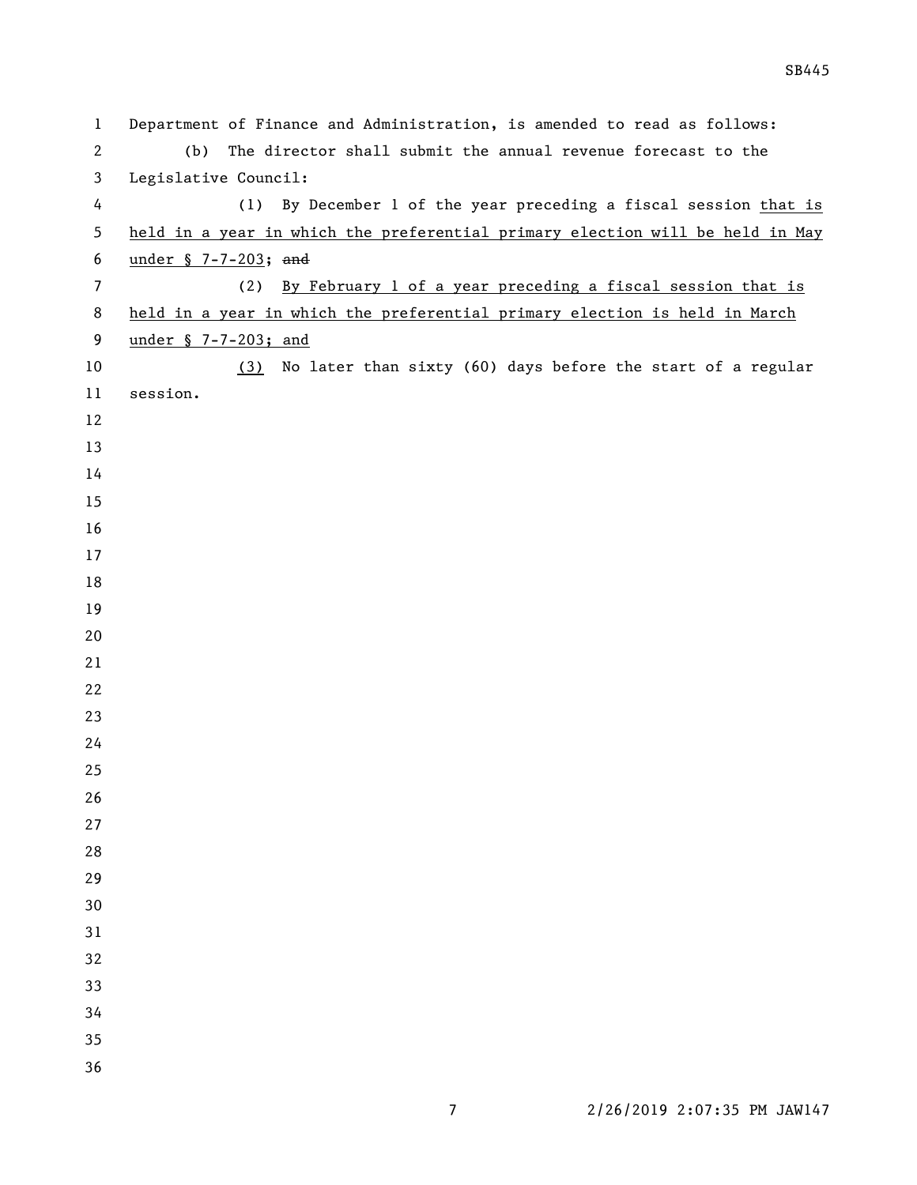Department of Finance and Administration, is amended to read as follows:

(b) The director shall submit the annual revenue forecast to the Legislative Council:

(1) By December 1 of the year preceding a fiscal session that is held in a year in which the preferential primary election will be held in May under § 7-7-203; ~~and~~

(2) By February 1 of a year preceding a fiscal session that is held in a year in which the preferential primary election is held in March under § 7-7-203; and

(3) No later than sixty (60) days before the start of a regular session.